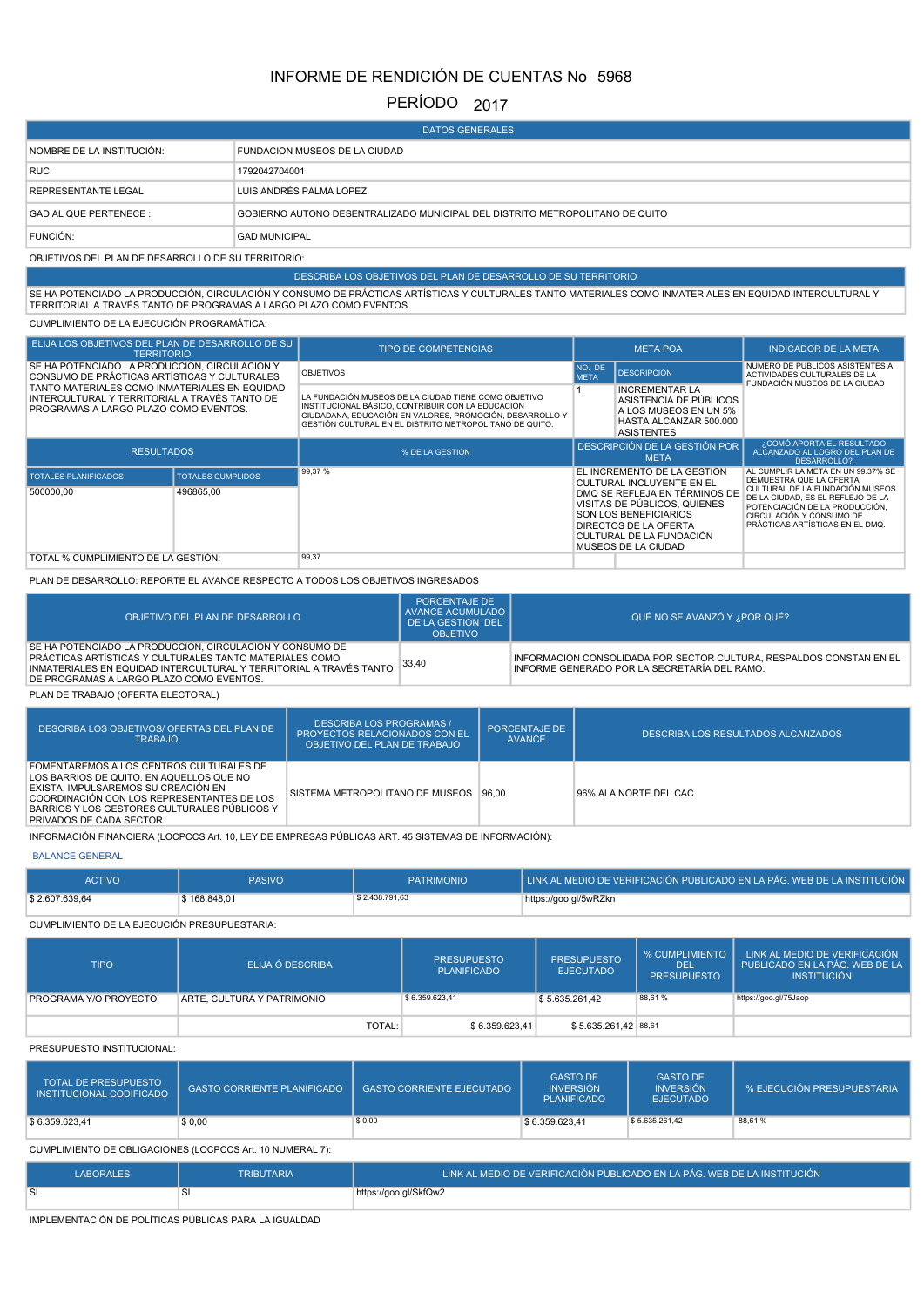# INFORME DE RENDICIÓN DE CUENTAS No 5968

## PERÍODO 2017

| DATOS GENERALES | |
|---|---|
| NOMBRE DE LA INSTITUCIÓN: | FUNDACION MUSEOS DE LA CIUDAD |
| RUC: | 1792042704001 |
| REPRESENTANTE LEGAL | LUIS ANDRÉS PALMA LOPEZ |
| GAD AL QUE PERTENECE : | GOBIERNO AUTONO DESENTRALIZADO MUNICIPAL DEL DISTRITO METROPOLITANO DE QUITO |
| FUNCIÓN: | GAD MUNICIPAL |

OBJETIVOS DEL PLAN DE DESARROLLO DE SU TERRITORIO:

| DESCRIBA LOS OBJETIVOS DEL PLAN DE DESARROLLO DE SU TERRITORIO |
|---|
| SE HA POTENCIADO LA PRODUCCIÓN, CIRCULACIÓN Y CONSUMO DE PRÁCTICAS ARTÍSTICAS Y CULTURALES TANTO MATERIALES COMO INMATERIALES EN EQUIDAD INTERCULTURAL Y TERRITORIAL A TRAVÉS TANTO DE PROGRAMAS A LARGO PLAZO COMO EVENTOS. |

CUMPLIMIENTO DE LA EJECUCIÓN PROGRAMÁTICA:

| ELIJA LOS OBJETIVOS DEL PLAN DE DESARROLLO DE SU TERRITORIO | | TIPO DE COMPETENCIAS | META POA | | INDICADOR DE LA META |
|---|---|---|---|---|---|
| SE HA POTENCIADO LA PRODUCCION, CIRCULACION Y CONSUMO DE PRÁCTICAS ARTÍSTICAS Y CULTURALES TANTO MATERIALES COMO INMATERIALES EN EQUIDAD INTERCULTURAL Y TERRITORIAL A TRAVÉS TANTO DE PROGRAMAS A LARGO PLAZO COMO EVENTOS. | | OBJETIVOS | NO. DE META | DESCRIPCIÓN | NUMERO DE PUBLICOS ASISTENTES A ACTIVIDADES CULTURALES DE LA FUNDACIÓN MUSEOS DE LA CIUDAD |
| | | LA FUNDACIÓN MUSEOS DE LA CIUDAD TIENE COMO OBJETIVO INSTITUCIONAL BÁSICO, CONTRIBUIR CON LA EDUCACIÓN CIUDADANA, EDUCACIÓN EN VALORES, PROMOCIÓN, DESARROLLO Y GESTIÓN CULTURAL EN EL DISTRITO METROPOLITANO DE QUITO. | 1 | INCREMENTAR LA ASISTENCIA DE PÚBLICOS A LOS MUSEOS EN UN 5% HASTA ALCANZAR 500.000 ASISTENTES | |
| RESULTADOS | | % DE LA GESTIÓN | DESCRIPCIÓN DE LA GESTIÓN POR META | | ¿CÓMO APORTA EL RESULTADO ALCANZADO AL LOGRO DEL PLAN DE DESARROLLO? |
| TOTALES PLANIFICADOS | TOTALES CUMPLIDOS | 99,37 % | EL INCREMENTO DE LA GESTION CULTURAL INCLUYENTE EN EL DMQ SE REFLEJA EN TÉRMINOS DE VISITAS DE PÚBLICOS, QUIENES SON LOS BENEFICIARIOS DIRECTOS DE LA OFERTA CULTURAL DE LA FUNDACIÓN MUSEOS DE LA CIUDAD | | AL CUMPLIR LA META EN UN 99.37% SE DEMUESTRA QUE LA OFERTA CULTURAL DE LA FUNDACIÓN MUSEOS DE LA CIUDAD, ES EL REFLEJO DE LA POTENCIACIÓN DE LA PRODUCCIÓN, CIRCULACIÓN Y CONSUMO DE PRÁCTICAS ARTÍSTICAS EN EL DMQ. |
| 500000,00 | 496865,00 | | | | |
| TOTAL % CUMPLIMIENTO DE LA GESTIÓN: | | 99,37 | | | |

PLAN DE DESARROLLO: REPORTE EL AVANCE RESPECTO A TODOS LOS OBJETIVOS INGRESADOS

| OBJETIVO DEL PLAN DE DESARROLLO | PORCENTAJE DE AVANCE ACUMULADO DE LA GESTIÓN DEL OBJETIVO | QUÉ NO SE AVANZÓ Y ¿POR QUÉ? |
|---|---|---|
| SE HA POTENCIADO LA PRODUCCION, CIRCULACION Y CONSUMO DE PRÁCTICAS ARTÍSTICAS Y CULTURALES TANTO MATERIALES COMO INMATERIALES EN EQUIDAD INTERCULTURAL Y TERRITORIAL A TRAVÉS TANTO DE PROGRAMAS A LARGO PLAZO COMO EVENTOS. | 33,40 | INFORMACIÓN CONSOLIDADA POR SECTOR CULTURA, RESPALDOS CONSTAN EN EL INFORME GENERADO POR LA SECRETARÍA DEL RAMO. |

PLAN DE TRABAJO (OFERTA ELECTORAL)

| DESCRIBA LOS OBJETIVOS/ OFERTAS DEL PLAN DE TRABAJO | DESCRIBA LOS PROGRAMAS / PROYECTOS RELACIONADOS CON EL OBJETIVO DEL PLAN DE TRABAJO | PORCENTAJE DE AVANCE | DESCRIBA LOS RESULTADOS ALCANZADOS |
|---|---|---|---|
| FOMENTAREMOS A LOS CENTROS CULTURALES DE LOS BARRIOS DE QUITO. EN AQUELLOS QUE NO EXISTA, IMPULSAREMOS SU CREACIÓN EN COORDINACIÓN CON LOS REPRESENTANTES DE LOS BARRIOS Y LOS GESTORES CULTURALES PÚBLICOS Y PRIVADOS DE CADA SECTOR. | SISTEMA METROPOLITANO DE MUSEOS | 96,00 | 96% ALA NORTE DEL CAC |

INFORMACIÓN FINANCIERA (LOCPCCS Art. 10, LEY DE EMPRESAS PÚBLICAS ART. 45 SISTEMAS DE INFORMACIÓN):

BALANCE GENERAL

| ACTIVO | PASIVO | PATRIMONIO | LINK AL MEDIO DE VERIFICACIÓN PUBLICADO EN LA PÁG. WEB DE LA INSTITUCIÓN |
|---|---|---|---|
| $ 2.607.639,64 | $ 168.848,01 | $ 2.438.791,63 | https://goo.gl/5wRZkn |

CUMPLIMIENTO DE LA EJECUCIÓN PRESUPUESTARIA:

| TIPO | ELIJA Ó DESCRIBA | PRESUPUESTO PLANIFICADO | PRESUPUESTO EJECUTADO | % CUMPLIMIENTO DEL PRESUPUESTO | LINK AL MEDIO DE VERIFICACIÓN PUBLICADO EN LA PÁG. WEB DE LA INSTITUCIÓN |
|---|---|---|---|---|---|
| PROGRAMA Y/O PROYECTO | ARTE, CULTURA Y PATRIMONIO | $ 6.359.623,41 | $ 5.635.261,42 | 88,61 % | https://goo.gl/75Jaop |
| | TOTAL: | $ 6.359.623,41 | $ 5.635.261,42 | 88,61 | |

PRESUPUESTO INSTITUCIONAL:

| TOTAL DE PRESUPUESTO INSTITUCIONAL CODIFICADO | GASTO CORRIENTE PLANIFICADO | GASTO CORRIENTE EJECUTADO | GASTO DE INVERSIÓN PLANIFICADO | GASTO DE INVERSIÓN EJECUTADO | % EJECUCIÓN PRESUPUESTARIA |
|---|---|---|---|---|---|
| $ 6.359.623,41 | $ 0,00 | $ 0,00 | $ 6.359.623,41 | $ 5.635.261,42 | 88,61 % |

CUMPLIMIENTO DE OBLIGACIONES (LOCPCCS Art. 10 NUMERAL 7):

| LABORALES | TRIBUTARIA | LINK AL MEDIO DE VERIFICACIÓN PUBLICADO EN LA PÁG. WEB DE LA INSTITUCIÓN |
|---|---|---|
| SI | SI | https://goo.gl/SkfQw2 |

IMPLEMENTACIÓN DE POLÍTICAS PÚBLICAS PARA LA IGUALDAD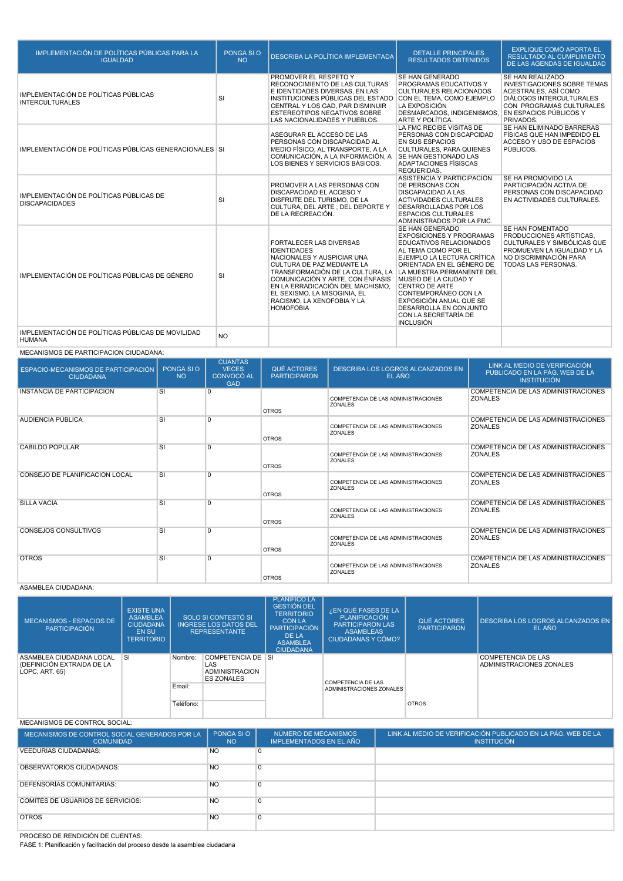| IMPLEMENTACIÓN DE POLÍTICAS PÚBLICAS PARA LA IGUALDAD | PONGA SI O NO | DESCRIBA LA POLÍTICA IMPLEMENTADA | DETALLE PRINCIPALES RESULTADOS OBTENIDOS | EXPLIQUE COMÓ APORTA EL RESULTADO AL CUMPLIMIENTO DE LAS AGENDAS DE IGUALDAD |
|---|---|---|---|---|
| IMPLEMENTACIÓN DE POLÍTICAS PÚBLICAS INTERCULTURALES | SI | PROMOVER EL RESPETO Y RECONOCIMIENTO DE LAS CULTURAS E IDENTIDADES DIVERSAS, EN LAS INSTITUCIONES PÚBLICAS DEL ESTADO CENTRAL Y LOS GAD, PAR DISMINUIR ESTEREOTIPOS NEGATIVOS SOBRE LAS NACIONALIDADES Y PUEBLOS. | SE HAN GENERADO PROGRAMAS EDUCATIVOS Y CULTURALES RELACIONADOS CON EL TEMA, COMO EJEMPLO LA EXPOSICIÓN DESMARCADOS, INDIGENISMOS, ARTE Y POLÍTICA. | SE HAN REALIZADO INVESTIGACIONES SOBRE TEMAS ACESTRALES, ASÍ COMO DIÁLOGOS INTERCULTURALES CON PROGRAMAS CULTURALES EN ESPACIOS PÚBLICOS Y PRIVADOS. |
| IMPLEMENTACIÓN DE POLÍTICAS PÚBLICAS GENERACIONALES | SI | ASEGURAR EL ACCESO DE LAS PERSONAS CON DISCAPACIDAD AL MEDIO FÍSICO, AL TRANSPORTE, A LA COMUNICACIÓN, A LA INFORMACIÓN, A LOS BIENES Y SERVICIOS BÁSICOS. | LA FMC RECIBE VISITAS DE PERSONAS CON DISCAPCIDAD EN SUS ESPACIOS CULTURALES, PARA QUIENES SE HAN GESTIONADO LAS ADAPTACIONES FÍSISCAS REQUERIDAS. | SE HAN ELIMINADO BARRERAS FÍSICAS QUE HAN IMPEDIDO EL ACCESO Y USO DE ESPACIOS PÚBLICOS. |
| IMPLEMENTACIÓN DE POLÍTICAS PÚBLICAS DE DISCAPACIDADES | SI | PROMOVER A LAS PERSONAS CON DISCAPACIDAD EL ACCESO Y DISFRUTE DEL TURISMO, DE LA CULTURA, DEL ARTE , DEL DEPORTE Y DE LA RECREACIÓN. | ASISTENCIA Y PARTICIPACIÓN DE PERSONAS CON DISCAPACIDAD A LAS ACTIVIDADES CULTURALES DESARROLLADAS POR LOS ESPACIOS CULTURALES ADMINISTRADOS POR LA FMC. | SE HA PROMOVIDO LA PARTICIPACIÓN ACTIVA DE PERSONAS CON DISCAPACIDAD EN ACTIVIDADES CULTURALES. |
| IMPLEMENTACIÓN DE POLÍTICAS PÚBLICAS DE GÉNERO | SI | FORTALECER LAS DIVERSAS IDENTIDADES NACIONALES Y AUSPICIAR UNA CULTURA DE PAZ MEDIANTE LA TRANSFORMACIÓN DE LA CULTURA, LA COMUNICACIÓN Y ARTE, CON ÉNFASIS EN LA ERRADICACIÓN DEL MACHISMO, EL SEXISMO, LA MISOGINIA, EL RACISMO, LA XENOFOBIA Y LA HOMOFOBIA | SE HAN GENERADO EXPOSICIONES Y PROGRAMAS EDUCATIVOS RELACIONADOS AL TEMA COMO POR EL EJEMPLO LA LECTURA CRÍTICA ORIENTADA EN EL GÉNERO DE LA MUESTRA PERMANENTE DEL MUSEO DE LA CIUDAD Y CENTRO DE ARTE CONTEMPORÁNEO CON LA EXPOSICIÓN ANUAL QUE SE DESARROLLA EN CONJUNTO CON LA SECRETARÍA DE INCLUSIÓN | SE HAN FOMENTADO PRODUCCIONES ARTÍSTICAS, CULTURALES Y SIMBÓLICAS QUE PROMUEVEN LA IGUALDAD Y LA NO DISCRIMINACIÓN PARA TODAS LAS PERSONAS. |
| IMPLEMENTACIÓN DE POLÍTICAS PÚBLICAS DE MOVILIDAD HUMANA | NO | | | |

MECANISMOS DE PARTICIPACION CIUDADANA:

| ESPACIO-MECANISMOS DE PARTICIPACIÓN CIUDADANA | PONGA SI O NO | CUANTAS VECES CONVOCÓ AL GAD | QUÉ ACTORES PARTICIPARON | DESCRIBA LOS LOGROS ALCANZADOS EN EL AÑO | LINK AL MEDIO DE VERIFICACIÓN PUBLICADO EN LA PÁG. WEB DE LA INSTITUCIÓN |
|---|---|---|---|---|---|
| INSTANCIA DE PARTICIPACION | SI | 0 | OTROS | COMPETENCIA DE LAS ADMINISTRACIONES ZONALES | COMPETENCIA DE LAS ADMINISTRACIONES ZONALES |
| AUDIENCIA PÚBLICA | SI | 0 | OTROS | COMPETENCIA DE LAS ADMINISTRACIONES ZONALES | COMPETENCIA DE LAS ADMINISTRACIONES ZONALES |
| CABILDO POPULAR | SI | 0 | OTROS | COMPETENCIA DE LAS ADMINISTRACIONES ZONALES | COMPETENCIA DE LAS ADMINISTRACIONES ZONALES |
| CONSEJO DE PLANIFICACION LOCAL | SI | 0 | OTROS | COMPETENCIA DE LAS ADMINISTRACIONES ZONALES | COMPETENCIA DE LAS ADMINISTRACIONES ZONALES |
| SILLA VACÍA | SI | 0 | OTROS | COMPETENCIA DE LAS ADMINISTRACIONES ZONALES | COMPETENCIA DE LAS ADMINISTRACIONES ZONALES |
| CONSEJOS CONSULTIVOS | SI | 0 | OTROS | COMPETENCIA DE LAS ADMINISTRACIONES ZONALES | COMPETENCIA DE LAS ADMINISTRACIONES ZONALES |
| OTROS | SI | 0 | OTROS | COMPETENCIA DE LAS ADMINISTRACIONES ZONALES | COMPETENCIA DE LAS ADMINISTRACIONES ZONALES |

ASAMBLEA CIUDADANA:

| MECANISMOS - ESPACIOS DE PARTICIPACIÓN | EXISTE UNA ASAMBLEA CIUDADANA EN SU TERRITORIO | SOLO SI CONTESTÓ SI INGRESE LOS DATOS DEL REPRESENTANTE | | PLANIFICÓ LA GESTIÓN DEL TERRITORIO CON LA PARTICIPACIÓN DE LA ASAMBLEA CIUDADANA | ¿EN QUÉ FASES DE LA PLANIFICACIÓN PARTICIPARON LAS ASAMBLEAS CIUDADANAS Y CÓMO? | QUÉ ACTORES PARTICIPARON | DESCRIBA LOS LOGROS ALCANZADOS EN EL AÑO |
|---|---|---|---|---|---|---|---|
| ASAMBLEA CIUDADANA LOCAL (DEFINICIÓN EXTRAIDA DE LA LOPC, ART. 65) | SI | Nombre: | COMPETENCIA DE LAS ADMINISTRACION ES ZONALES | SI | COMPETENCIA DE LAS ADMINISTRACIONES ZONALES | OTROS | COMPETENCIA DE LAS ADMINISTRACIONES ZONALES |
| | | Email: | | | | | |
| | | Teléfono: | | | | | |

MECANISMOS DE CONTROL SOCIAL:

| MECANISMOS DE CONTROL SOCIAL GENERADOS POR LA COMUNIDAD | PONGA SI O NO | NÚMERO DE MECANISMOS IMPLEMENTADOS EN EL AÑO | LINK AL MEDIO DE VERIFICACIÓN PUBLICADO EN LA PÁG. WEB DE LA INSTITUCIÓN |
|---|---|---|---|
| VEEDURIAS CIUDADANAS: | NO | 0 | |
| OBSERVATORIOS CIUDADANOS: | NO | 0 | |
| DEFENSORÍAS COMUNITARIAS: | NO | 0 | |
| COMITÉS DE USUARIOS DE SERVICIOS: | NO | 0 | |
| OTROS | NO | 0 | |

PROCESO DE RENDICIÓN DE CUENTAS:

FASE 1: Planificación y facilitación del proceso desde la asamblea ciudadana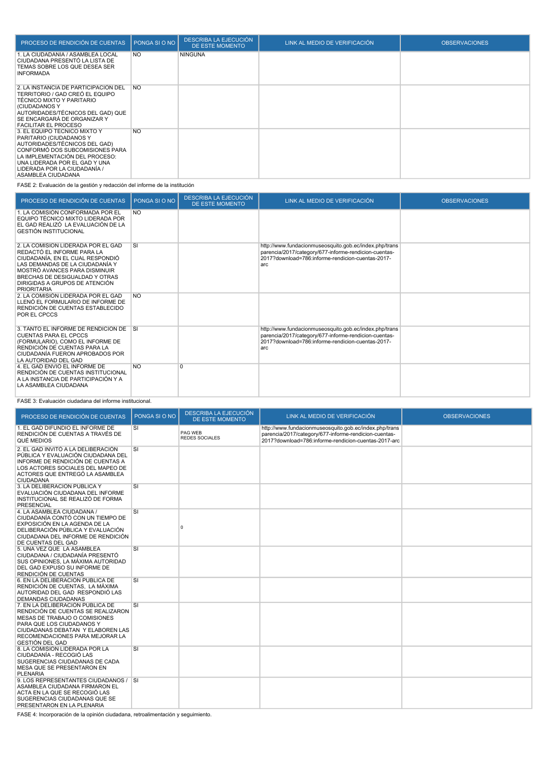| PROCESO DE RENDICIÓN DE CUENTAS | PONGA SI O NO | DESCRIBA LA EJECUCIÓN DE ESTE MOMENTO | LINK AL MEDIO DE VERIFICACIÓN | OBSERVACIONES |
|---|---|---|---|---|
| 1. LA CIUDADANÍA / ASAMBLEA LOCAL CIUDADANA PRESENTÓ LA LISTA DE TEMAS SOBRE LOS QUE DESEA SER INFORMADA | NO | NINGUNA | | |
| 2. LA INSTANCIA DE PARTICIPACIÓN DEL TERRITORIO / GAD CREÓ EL EQUIPO TÉCNICO MIXTO Y PARITARIO (CIUDADANOS Y AUTORIDADES/TÉCNICOS DEL GAD) QUE SE ENCARGARÁ DE ORGANIZAR Y FACILITAR EL PROCESO | NO | | | |
| 3. EL EQUIPO TÉCNICO MIXTO Y PARITARIO (CIUDADANOS Y AUTORIDADES/TÉCNICOS DEL GAD) CONFORMÓ DOS SUBCOMISIONES PARA LA IMPLEMENTACIÓN DEL PROCESO: UNA LIDERADA POR EL GAD Y UNA LIDERADA POR LA CIUDADANÍA / ASAMBLEA CIUDADANA | NO | | | |

FASE 2: Evaluación de la gestión y redacción del informe de la institución

| PROCESO DE RENDICIÓN DE CUENTAS | PONGA SI O NO | DESCRIBA LA EJECUCIÓN DE ESTE MOMENTO | LINK AL MEDIO DE VERIFICACIÓN | OBSERVACIONES |
|---|---|---|---|---|
| 1. LA COMISIÓN CONFORMADA POR EL EQUIPO TÉCNICO MIXTO LIDERADA POR EL GAD REALIZÓ LA EVALUACIÓN DE LA GESTIÓN INSTITUCIONAL | NO | | | |
| 2. LA COMISIÓN LIDERADA POR EL GAD REDACTÓ EL INFORME PARA LA CIUDADANÍA, EN EL CUAL RESPONDIÓ LAS DEMANDAS DE LA CIUDADANÍA Y MOSTRÓ AVANCES PARA DISMINUIR BRECHAS DE DESIGUALDAD Y OTRAS DIRIGIDAS A GRUPOS DE ATENCIÓN PRIORITARIA | SI | | http://www.fundacionmuseosquito.gob.ec/index.php/transparencia/2017/category/677-informe-rendicion-cuentas-2017?download=786:informe-rendicion-cuentas-2017-arc | |
| 2. LA COMISIÓN LIDERADA POR EL GAD LLENÓ EL FORMULARIO DE INFORME DE RENDICIÓN DE CUENTAS ESTABLECIDO POR EL CPCCS | NO | | | |
| 3. TANTO EL INFORME DE RENDICIÓN DE CUENTAS PARA EL CPCCS (FORMULARIO), COMO EL INFORME DE RENDICIÓN DE CUENTAS PARA LA CIUDADANÍA FUERON APROBADOS POR LA AUTORIDAD DEL GAD | SI | | http://www.fundacionmuseosquito.gob.ec/index.php/transparencia/2017/category/677-informe-rendicion-cuentas-2017?download=786:informe-rendicion-cuentas-2017-arc | |
| 4. EL GAD ENVIÓ EL INFORME DE RENDICIÓN DE CUENTAS INSTITUCIONAL A LA INSTANCIA DE PARTICIPACIÓN Y A LA ASAMBLEA CIUDADANA | NO | 0 | | |

FASE 3: Evaluación ciudadana del informe institucional.

| PROCESO DE RENDICIÓN DE CUENTAS | PONGA SI O NO | DESCRIBA LA EJECUCIÓN DE ESTE MOMENTO | LINK AL MEDIO DE VERIFICACIÓN | OBSERVACIONES |
|---|---|---|---|---|
| 1. EL GAD DIFUNDIÓ EL INFORME DE RENDICIÓN DE CUENTAS A TRAVÉS DE QUÉ MEDIOS | SI | PAG WEB REDES SOCIALES | http://www.fundacionmuseosquito.gob.ec/index.php/transparencia/2017/category/677-informe-rendicion-cuentas-2017?download=786:informe-rendicion-cuentas-2017-arc | |
| 2. EL GAD INVITÓ A LA DELIBERACIÓN PÚBLICA Y EVALUACIÓN CIUDADANA DEL INFORME DE RENDICIÓN DE CUENTAS A LOS ACTORES SOCIALES DEL MAPEO DE ACTORES QUE ENTREGÓ LA ASAMBLEA CIUDADANA | SI | | | |
| 3. LA DELIBERACIÓN PÚBLICA Y EVALUACIÓN CIUDADANA DEL INFORME INSTITUCIONAL SE REALIZÓ DE FORMA PRESENCIAL | SI | | | |
| 4. LA ASAMBLEA CIUDADANA / CIUDADANÍA CONTÓ CON UN TIEMPO DE EXPOSICIÓN EN LA AGENDA DE LA DELIBERACIÓN PÚBLICA Y EVALUACIÓN CIUDADANA DEL INFORME DE RENDICIÓN DE CUENTAS DEL GAD | SI | 0 | | |
| 5. UNA VEZ QUE LA ASAMBLEA CIUDADANA / CIUDADANÍA PRESENTÓ SUS OPINIONES, LA MÁXIMA AUTORIDAD DEL GAD EXPUSO SU INFORME DE RENDICIÓN DE CUENTAS | SI | | | |
| 6. EN LA DELIBERACIÓN PÚBLICA DE RENDICIÓN DE CUENTAS, LA MÁXIMA AUTORIDAD DEL GAD RESPONDIÓ LAS DEMANDAS CIUDADANAS | SI | | | |
| 7. EN LA DELIBERACIÓN PÚBLICA DE RENDICIÓN DE CUENTAS SE REALIZARON MESAS DE TRABAJO O COMISIONES PARA QUE LOS CIUDADANOS Y CIUDADANAS DEBATAN Y ELABOREN LAS RECOMENDACIONES PARA MEJORAR LA GESTIÓN DEL GAD | SI | | | |
| 8. LA COMISIÓN LIDERADA POR LA CIUDADANÍA - RECOGIÓ LAS SUGERENCIAS CIUDADANAS DE CADA MESA QUE SE PRESENTARON EN PLENARIA | SI | | | |
| 9. LOS REPRESENTANTES CIUDADANOS / ASAMBLEA CIUDADANA FIRMARON EL ACTA EN LA QUE SE RECOGIÓ LAS SUGERENCIAS CIUDADANAS QUE SE PRESENTARON EN LA PLENARIA | SI | | | |

FASE 4: Incorporación de la opinión ciudadana, retroalimentación y seguimiento.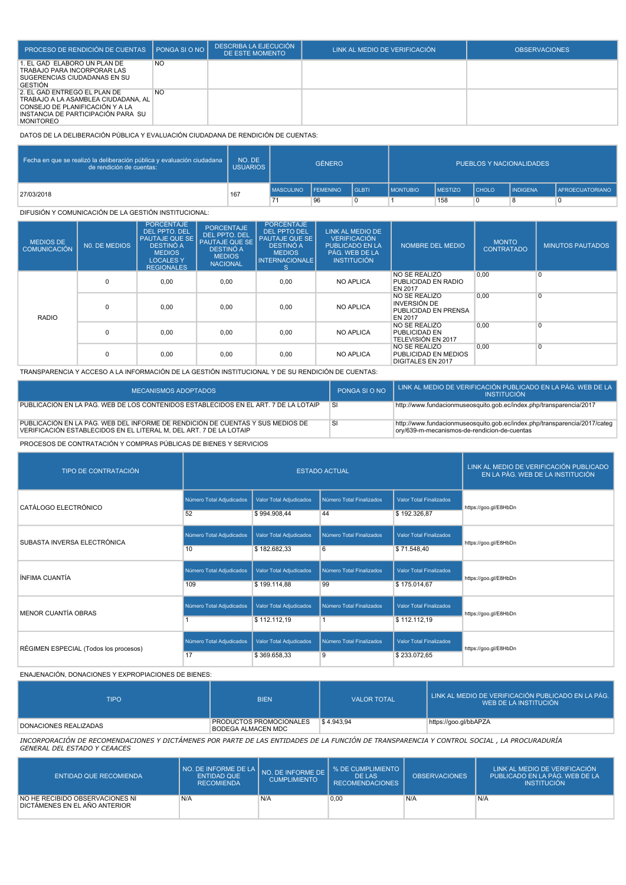| PROCESO DE RENDICIÓN DE CUENTAS | PONGA SI O NO | DESCRIBA LA EJECUCIÓN DE ESTE MOMENTO | LINK AL MEDIO DE VERIFICACIÓN | OBSERVACIONES |
|---|---|---|---|---|
| 1. EL GAD ELABORO UN PLAN DE TRABAJO PARA INCORPORAR LAS SUGERENCIAS CIUDADANAS EN SU GESTIÓN | NO | | | |
| 2. EL GAD ENTREGO EL PLAN DE TRABAJO A LA ASAMBLEA CIUDADANA, AL CONSEJO DE PLANIFICACIÓN Y A LA INSTANCIA DE PARTICIPACIÓN PARA SU MONITOREO | NO | | | |

DATOS DE LA DELIBERACIÓN PÚBLICA Y EVALUACIÓN CIUDADANA DE RENDICIÓN DE CUENTAS:

| Fecha en que se realizó la deliberación pública y evaluación ciudadana de rendición de cuentas: | NO. DE USUARIOS | GÉNERO | | | PUEBLOS Y NACIONALIDADES | | | | |
|---|---|---|---|---|---|---|---|---|---|
| | | MASCULINO | FEMENINO | GLBTI | MONTUBIO | MESTIZO | CHOLO | INDIGENA | AFROECUATORIANO |
| 27/03/2018 | 167 | 71 | 96 | 0 | 1 | 158 | 0 | 8 | 0 |

DIFUSIÓN Y COMUNICACIÓN DE LA GESTIÓN INSTITUCIONAL:

| MEDIOS DE COMUNICACIÓN | N0. DE MEDIOS | PORCENTAJE DEL PPTO. DEL PAUTAJE QUE SE DESTINÓ A MEDIOS LOCALES Y REGIONALES | PORCENTAJE DEL PPTO. DEL PAUTAJE QUE SE DESTINÓ A MEDIOS NACIONAL | PORCENTAJE DEL PPTO DEL PAUTAJE QUE SE DESTINO A MEDIOS INTERNACIONALES | LINK AL MEDIO DE VERIFICACIÓN PUBLICADO EN LA PÁG. WEB DE LA INSTITUCIÓN | NOMBRE DEL MEDIO | MONTO CONTRATADO | MINUTOS PAUTADOS |
|---|---|---|---|---|---|---|---|---|
| RADIO | 0 | 0,00 | 0,00 | 0,00 | NO APLICA | NO SE REALIZÓ PUBLICIDAD EN RADIO EN 2017 | 0,00 | 0 |
| | 0 | 0,00 | 0,00 | 0,00 | NO APLICA | NO SE REALIZÓ INVERSIÓN DE PUBLICIDAD EN PRENSA EN 2017 | 0,00 | 0 |
| | 0 | 0,00 | 0,00 | 0,00 | NO APLICA | NO SE REALIZÓ PUBLICIDAD EN TELEVISIÓN EN 2017 | 0,00 | 0 |
| | 0 | 0,00 | 0,00 | 0,00 | NO APLICA | NO SE REALIZÓ PUBLICIDAD EN MEDIOS DIGITALES EN 2017 | 0,00 | 0 |

TRANSPARENCIA Y ACCESO A LA INFORMACIÓN DE LA GESTIÓN INSTITUCIONAL Y DE SU RENDICIÓN DE CUENTAS:

| MECANISMOS ADOPTADOS | PONGA SI O NO | LINK AL MEDIO DE VERIFICACIÓN PUBLICADO EN LA PÁG. WEB DE LA INSTITUCIÓN |
|---|---|---|
| PUBLICACION EN LA PAG. WEB DE LOS CONTENIDOS ESTABLECIDOS EN EL ART. 7 DE LA LOTAIP | SI | http://www.fundacionmuseosquito.gob.ec/index.php/transparencia/2017 |
| PUBLICACIÓN EN LA PÁG. WEB DEL INFORME DE RENDICIÓN DE CUENTAS Y SUS MEDIOS DE VERIFICACIÓN ESTABLECIDOS EN EL LITERAL M, DEL ART. 7 DE LA LOTAIP | SI | http://www.fundacionmuseosquito.gob.ec/index.php/transparencia/2017/category/639-m-mecanismos-de-rendicion-de-cuentas |

PROCESOS DE CONTRATACIÓN Y COMPRAS PÚBLICAS DE BIENES Y SERVICIOS

| TIPO DE CONTRATACIÓN | ESTADO ACTUAL | | | | LINK AL MEDIO DE VERIFICACIÓN PUBLICADO EN LA PÁG. WEB DE LA INSTITUCIÓN |
|---|---|---|---|---|---|
| | Número Total Adjudicados | Valor Total Adjudicados | Número Total Finalizados | Valor Total Finalizados | |
| CATÁLOGO ELECTRÓNICO | 52 | $ 994.908,44 | 44 | $ 192.326,87 | https://goo.gl/E8HbDn |
| SUBASTA INVERSA ELECTRÓNICA | 10 | $ 182.682,33 | 6 | $ 71.548,40 | https://goo.gl/E8HbDn |
| ÍNFIMA CUANTÍA | 109 | $ 199.114,88 | 99 | $ 175.014,67 | https://goo.gl/E8HbDn |
| MENOR CUANTÍA OBRAS | 1 | $ 112.112,19 | 1 | $ 112.112,19 | https://goo.gl/E8HbDn |
| RÉGIMEN ESPECIAL (Todos los procesos) | 17 | $ 369.658,33 | 9 | $ 233.072,65 | https://goo.gl/E8HbDn |

ENAJENACIÓN, DONACIONES Y EXPROPIACIONES DE BIENES:

| TIPO | BIEN | VALOR TOTAL | LINK AL MEDIO DE VERIFICACIÓN PUBLICADO EN LA PÁG. WEB DE LA INSTITUCIÓN |
|---|---|---|---|
| DONACIONES REALIZADAS | PRODUCTOS PROMOCIONALES BODEGA ALMACEN MDC | $ 4.943,94 | https://goo.gl/bbAPZA |

*INCORPORACIÓN DE RECOMENDACIONES Y DICTÁMENES POR PARTE DE LAS ENTIDADES DE LA FUNCIÓN DE TRANSPARENCIA Y CONTROL SOCIAL , LA PROCURADURÍA GENERAL DEL ESTADO Y CEAACES*

| ENTIDAD QUE RECOMIENDA | NO. DE INFORME DE LA ENTIDAD QUE RECOMIENDA | NO. DE INFORME DE CUMPLIMIENTO | % DE CUMPLIMIENTO DE LAS RECOMENDACIONES | OBSERVACIONES | LINK AL MEDIO DE VERIFICACIÓN PUBLICADO EN LA PÁG. WEB DE LA INSTITUCIÓN |
|---|---|---|---|---|---|
| NO HE RECIBIDO OBSERVACIONES NI DICTÁMENES EN EL AÑO ANTERIOR | N/A | N/A | 0,00 | N/A | N/A |